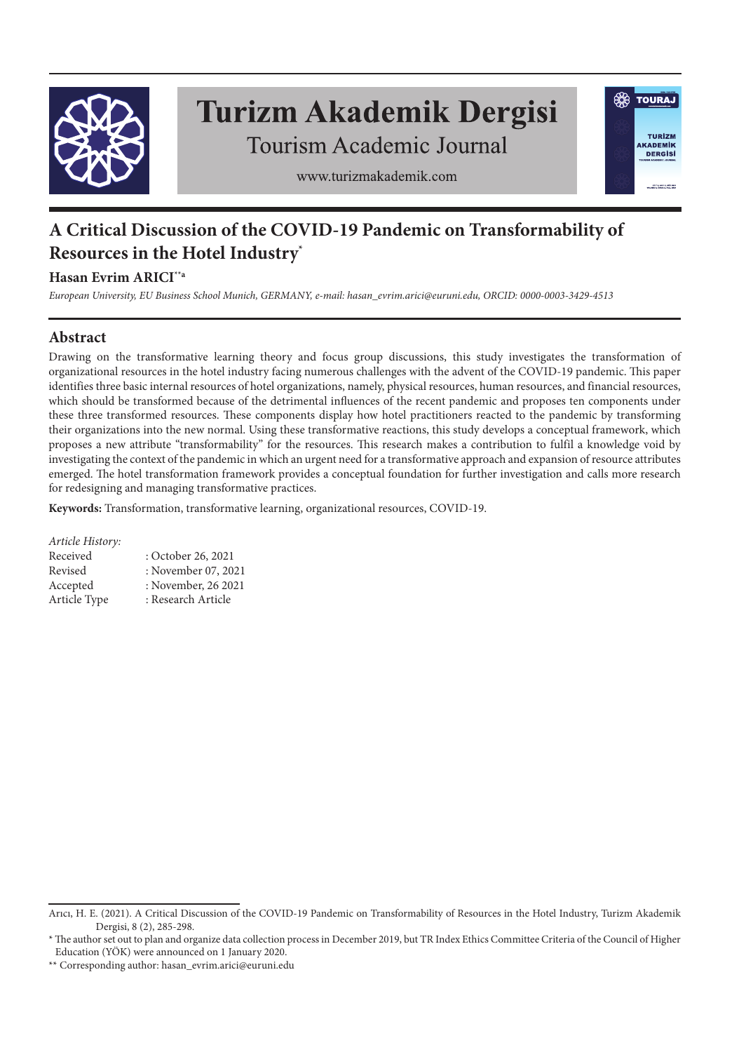# Turizm Akademik Dergisi

Tourism Academic Journal

www.turizmakademik.com

## A Critical Discussion of the COVID-19 Pandemic on Transformability of Resources in the Hotel Industry[*]

**Hasan Evrim ARICI[**a]**

*European University, EU Business School Munich, GERMANY, e-mail: hasan_evrim.arici@euruni.edu, ORCID: 0000-0003-3429-4513*

## Abstract

Drawing on the transformative learning theory and focus group discussions, this study investigates the transformation of organizational resources in the hotel industry facing numerous challenges with the advent of the COVID-19 pandemic. This paper identifies three basic internal resources of hotel organizations, namely, physical resources, human resources, and financial resources, which should be transformed because of the detrimental influences of the recent pandemic and proposes ten components under these three transformed resources. These components display how hotel practitioners reacted to the pandemic by transforming their organizations into the new normal. Using these transformative reactions, this study develops a conceptual framework, which proposes a new attribute "transformability" for the resources. This research makes a contribution to fulfil a knowledge void by investigating the context of the pandemic in which an urgent need for a transformative approach and expansion of resource attributes emerged. The hotel transformation framework provides a conceptual foundation for further investigation and calls more research for redesigning and managing transformative practices.

**Keywords:** Transformation, transformative learning, organizational resources, COVID-19.

*Article History:*

| | |
|---|---|
| Received | : October 26, 2021 |
| Revised | : November 07, 2021 |
| Accepted | : November, 26 2021 |
| Article Type | : Research Article |

---

Arıcı, H. E. (2021). A Critical Discussion of the COVID-19 Pandemic on Transformability of Resources in the Hotel Industry, Turizm Akademik Dergisi, 8 (2), 285-298.

* The author set out to plan and organize data collection process in December 2019, but TR Index Ethics Committee Criteria of the Council of Higher Education (YÖK) were announced on 1 January 2020.

** Corresponding author: hasan_evrim.arici@euruni.edu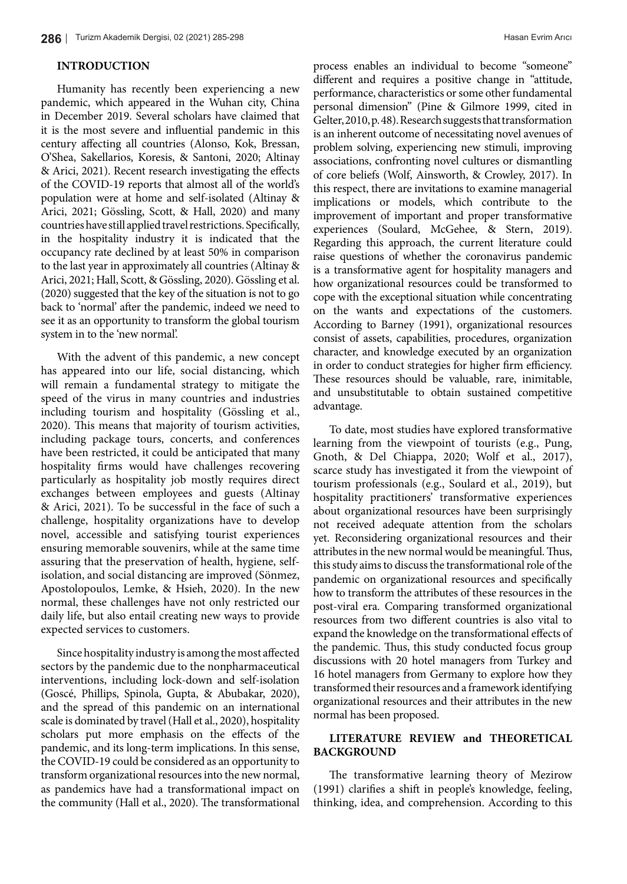## INTRODUCTION

Humanity has recently been experiencing a new pandemic, which appeared in the Wuhan city, China in December 2019. Several scholars have claimed that it is the most severe and influential pandemic in this century affecting all countries (Alonso, Kok, Bressan, O'Shea, Sakellarios, Koresis, & Santoni, 2020; Altinay & Arici, 2021). Recent research investigating the effects of the COVID-19 reports that almost all of the world's population were at home and self-isolated (Altinay & Arici, 2021; Gössling, Scott, & Hall, 2020) and many countries have still applied travel restrictions. Specifically, in the hospitality industry it is indicated that the occupancy rate declined by at least 50% in comparison to the last year in approximately all countries (Altinay & Arici, 2021; Hall, Scott, & Gössling, 2020). Gössling et al. (2020) suggested that the key of the situation is not to go back to 'normal' after the pandemic, indeed we need to see it as an opportunity to transform the global tourism system in to the 'new normal'.

With the advent of this pandemic, a new concept has appeared into our life, social distancing, which will remain a fundamental strategy to mitigate the speed of the virus in many countries and industries including tourism and hospitality (Gössling et al., 2020). This means that majority of tourism activities, including package tours, concerts, and conferences have been restricted, it could be anticipated that many hospitality firms would have challenges recovering particularly as hospitality job mostly requires direct exchanges between employees and guests (Altinay & Arici, 2021). To be successful in the face of such a challenge, hospitality organizations have to develop novel, accessible and satisfying tourist experiences ensuring memorable souvenirs, while at the same time assuring that the preservation of health, hygiene, self-isolation, and social distancing are improved (Sönmez, Apostolopoulos, Lemke, & Hsieh, 2020). In the new normal, these challenges have not only restricted our daily life, but also entail creating new ways to provide expected services to customers.

Since hospitality industry is among the most affected sectors by the pandemic due to the nonpharmaceutical interventions, including lock-down and self-isolation (Goscé, Phillips, Spinola, Gupta, & Abubakar, 2020), and the spread of this pandemic on an international scale is dominated by travel (Hall et al., 2020), hospitality scholars put more emphasis on the effects of the pandemic, and its long-term implications. In this sense, the COVID-19 could be considered as an opportunity to transform organizational resources into the new normal, as pandemics have had a transformational impact on the community (Hall et al., 2020). The transformational process enables an individual to become "someone" different and requires a positive change in "attitude, performance, characteristics or some other fundamental personal dimension" (Pine & Gilmore 1999, cited in Gelter, 2010, p. 48). Research suggests that transformation is an inherent outcome of necessitating novel avenues of problem solving, experiencing new stimuli, improving associations, confronting novel cultures or dismantling of core beliefs (Wolf, Ainsworth, & Crowley, 2017). In this respect, there are invitations to examine managerial implications or models, which contribute to the improvement of important and proper transformative experiences (Soulard, McGehee, & Stern, 2019). Regarding this approach, the current literature could raise questions of whether the coronavirus pandemic is a transformative agent for hospitality managers and how organizational resources could be transformed to cope with the exceptional situation while concentrating on the wants and expectations of the customers. According to Barney (1991), organizational resources consist of assets, capabilities, procedures, organization character, and knowledge executed by an organization in order to conduct strategies for higher firm efficiency. These resources should be valuable, rare, inimitable, and unsubstitutable to obtain sustained competitive advantage.

To date, most studies have explored transformative learning from the viewpoint of tourists (e.g., Pung, Gnoth, & Del Chiappa, 2020; Wolf et al., 2017), scarce study has investigated it from the viewpoint of tourism professionals (e.g., Soulard et al., 2019), but hospitality practitioners' transformative experiences about organizational resources have been surprisingly not received adequate attention from the scholars yet. Reconsidering organizational resources and their attributes in the new normal would be meaningful. Thus, this study aims to discuss the transformational role of the pandemic on organizational resources and specifically how to transform the attributes of these resources in the post-viral era. Comparing transformed organizational resources from two different countries is also vital to expand the knowledge on the transformational effects of the pandemic. Thus, this study conducted focus group discussions with 20 hotel managers from Turkey and 16 hotel managers from Germany to explore how they transformed their resources and a framework identifying organizational resources and their attributes in the new normal has been proposed.

## LITERATURE REVIEW and THEORETICAL BACKGROUND

The transformative learning theory of Mezirow (1991) clarifies a shift in people's knowledge, feeling, thinking, idea, and comprehension. According to this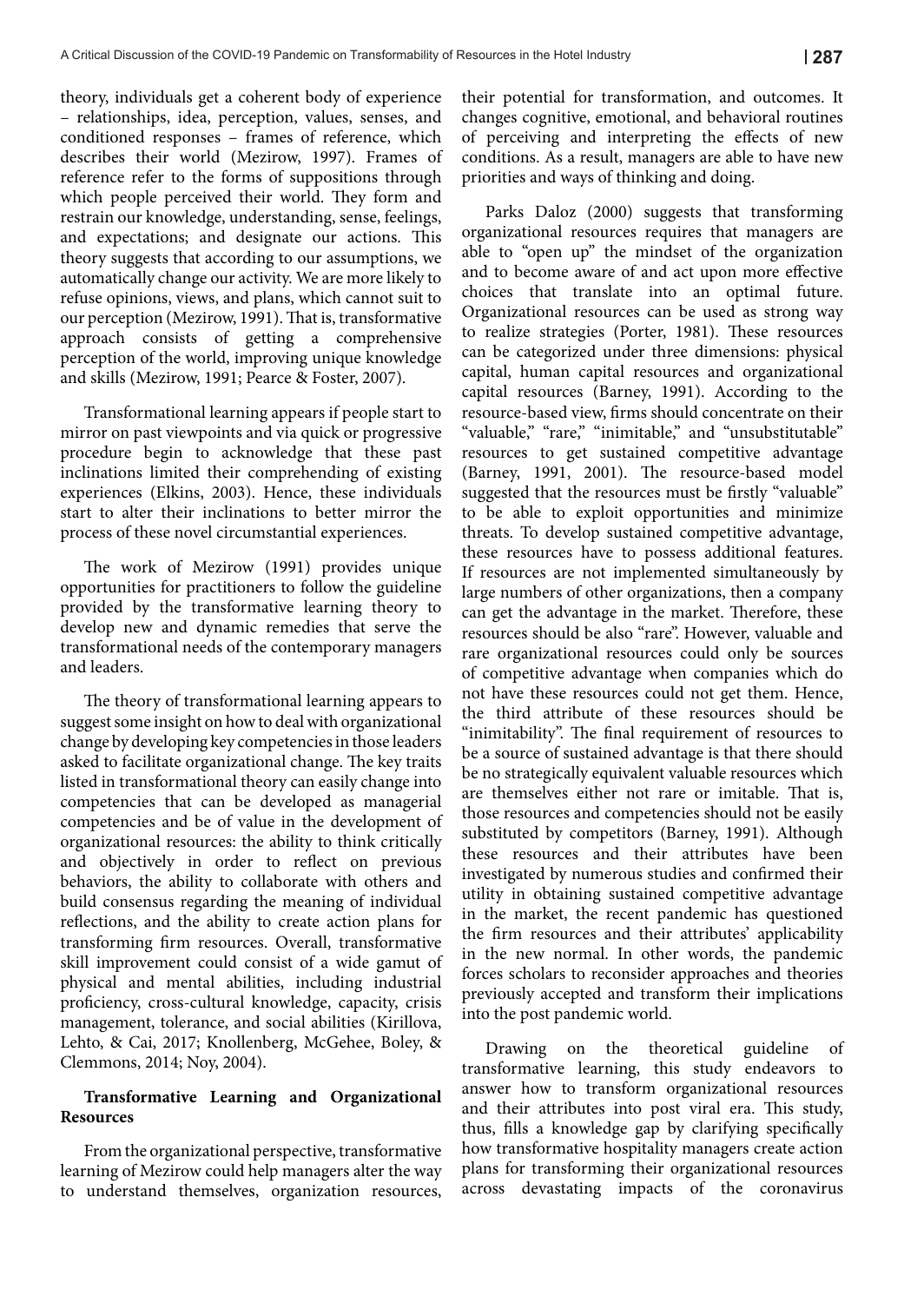theory, individuals get a coherent body of experience – relationships, idea, perception, values, senses, and conditioned responses – frames of reference, which describes their world (Mezirow, 1997). Frames of reference refer to the forms of suppositions through which people perceived their world. They form and restrain our knowledge, understanding, sense, feelings, and expectations; and designate our actions. This theory suggests that according to our assumptions, we automatically change our activity. We are more likely to refuse opinions, views, and plans, which cannot suit to our perception (Mezirow, 1991). That is, transformative approach consists of getting a comprehensive perception of the world, improving unique knowledge and skills (Mezirow, 1991; Pearce & Foster, 2007).

Transformational learning appears if people start to mirror on past viewpoints and via quick or progressive procedure begin to acknowledge that these past inclinations limited their comprehending of existing experiences (Elkins, 2003). Hence, these individuals start to alter their inclinations to better mirror the process of these novel circumstantial experiences.

The work of Mezirow (1991) provides unique opportunities for practitioners to follow the guideline provided by the transformative learning theory to develop new and dynamic remedies that serve the transformational needs of the contemporary managers and leaders.

The theory of transformational learning appears to suggest some insight on how to deal with organizational change by developing key competencies in those leaders asked to facilitate organizational change. The key traits listed in transformational theory can easily change into competencies that can be developed as managerial competencies and be of value in the development of organizational resources: the ability to think critically and objectively in order to reflect on previous behaviors, the ability to collaborate with others and build consensus regarding the meaning of individual reflections, and the ability to create action plans for transforming firm resources. Overall, transformative skill improvement could consist of a wide gamut of physical and mental abilities, including industrial proficiency, cross-cultural knowledge, capacity, crisis management, tolerance, and social abilities (Kirillova, Lehto, & Cai, 2017; Knollenberg, McGehee, Boley, & Clemmons, 2014; Noy, 2004).

**Transformative Learning and Organizational Resources**

From the organizational perspective, transformative learning of Mezirow could help managers alter the way to understand themselves, organization resources, their potential for transformation, and outcomes. It changes cognitive, emotional, and behavioral routines of perceiving and interpreting the effects of new conditions. As a result, managers are able to have new priorities and ways of thinking and doing.

Parks Daloz (2000) suggests that transforming organizational resources requires that managers are able to "open up" the mindset of the organization and to become aware of and act upon more effective choices that translate into an optimal future. Organizational resources can be used as strong way to realize strategies (Porter, 1981). These resources can be categorized under three dimensions: physical capital, human capital resources and organizational capital resources (Barney, 1991). According to the resource-based view, firms should concentrate on their "valuable," "rare," "inimitable," and "unsubstitutable" resources to get sustained competitive advantage (Barney, 1991, 2001). The resource-based model suggested that the resources must be firstly "valuable" to be able to exploit opportunities and minimize threats. To develop sustained competitive advantage, these resources have to possess additional features. If resources are not implemented simultaneously by large numbers of other organizations, then a company can get the advantage in the market. Therefore, these resources should be also "rare". However, valuable and rare organizational resources could only be sources of competitive advantage when companies which do not have these resources could not get them. Hence, the third attribute of these resources should be "inimitability". The final requirement of resources to be a source of sustained advantage is that there should be no strategically equivalent valuable resources which are themselves either not rare or imitable. That is, those resources and competencies should not be easily substituted by competitors (Barney, 1991). Although these resources and their attributes have been investigated by numerous studies and confirmed their utility in obtaining sustained competitive advantage in the market, the recent pandemic has questioned the firm resources and their attributes' applicability in the new normal. In other words, the pandemic forces scholars to reconsider approaches and theories previously accepted and transform their implications into the post pandemic world.

Drawing on the theoretical guideline of transformative learning, this study endeavors to answer how to transform organizational resources and their attributes into post viral era. This study, thus, fills a knowledge gap by clarifying specifically how transformative hospitality managers create action plans for transforming their organizational resources across devastating impacts of the coronavirus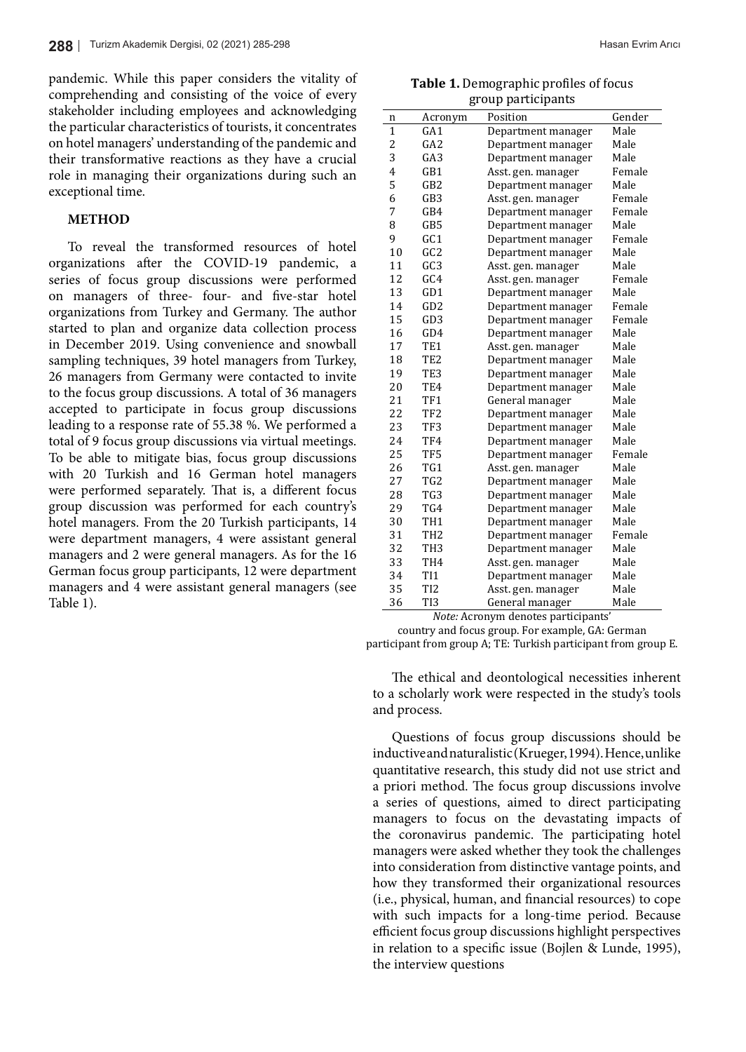pandemic. While this paper considers the vitality of comprehending and consisting of the voice of every stakeholder including employees and acknowledging the particular characteristics of tourists, it concentrates on hotel managers' understanding of the pandemic and their transformative reactions as they have a crucial role in managing their organizations during such an exceptional time.

## METHOD

To reveal the transformed resources of hotel organizations after the COVID-19 pandemic, a series of focus group discussions were performed on managers of three- four- and five-star hotel organizations from Turkey and Germany. The author started to plan and organize data collection process in December 2019. Using convenience and snowball sampling techniques, 39 hotel managers from Turkey, 26 managers from Germany were contacted to invite to the focus group discussions. A total of 36 managers accepted to participate in focus group discussions leading to a response rate of 55.38 %. We performed a total of 9 focus group discussions via virtual meetings. To be able to mitigate bias, focus group discussions with 20 Turkish and 16 German hotel managers were performed separately. That is, a different focus group discussion was performed for each country's hotel managers. From the 20 Turkish participants, 14 were department managers, 4 were assistant general managers and 2 were general managers. As for the 16 German focus group participants, 12 were department managers and 4 were assistant general managers (see Table 1).

**Table 1.** Demographic profiles of focus group participants

| n | Acronym | Position | Gender |
|---|---|---|---|
| 1 | GA1 | Department manager | Male |
| 2 | GA2 | Department manager | Male |
| 3 | GA3 | Department manager | Male |
| 4 | GB1 | Asst. gen. manager | Female |
| 5 | GB2 | Department manager | Male |
| 6 | GB3 | Asst. gen. manager | Female |
| 7 | GB4 | Department manager | Female |
| 8 | GB5 | Department manager | Male |
| 9 | GC1 | Department manager | Female |
| 10 | GC2 | Department manager | Male |
| 11 | GC3 | Asst. gen. manager | Male |
| 12 | GC4 | Asst. gen. manager | Female |
| 13 | GD1 | Department manager | Male |
| 14 | GD2 | Department manager | Female |
| 15 | GD3 | Department manager | Female |
| 16 | GD4 | Department manager | Male |
| 17 | TE1 | Asst. gen. manager | Male |
| 18 | TE2 | Department manager | Male |
| 19 | TE3 | Department manager | Male |
| 20 | TE4 | Department manager | Male |
| 21 | TF1 | General manager | Male |
| 22 | TF2 | Department manager | Male |
| 23 | TF3 | Department manager | Male |
| 24 | TF4 | Department manager | Male |
| 25 | TF5 | Department manager | Female |
| 26 | TG1 | Asst. gen. manager | Male |
| 27 | TG2 | Department manager | Male |
| 28 | TG3 | Department manager | Male |
| 29 | TG4 | Department manager | Male |
| 30 | TH1 | Department manager | Male |
| 31 | TH2 | Department manager | Female |
| 32 | TH3 | Department manager | Male |
| 33 | TH4 | Asst. gen. manager | Male |
| 34 | TI1 | Department manager | Male |
| 35 | TI2 | Asst. gen. manager | Male |
| 36 | TI3 | General manager | Male |

*Note:* Acronym denotes participants' country and focus group. For example, GA: German participant from group A; TE: Turkish participant from group E.

The ethical and deontological necessities inherent to a scholarly work were respected in the study's tools and process.

Questions of focus group discussions should be inductive and naturalistic (Krueger, 1994). Hence, unlike quantitative research, this study did not use strict and a priori method. The focus group discussions involve a series of questions, aimed to direct participating managers to focus on the devastating impacts of the coronavirus pandemic. The participating hotel managers were asked whether they took the challenges into consideration from distinctive vantage points, and how they transformed their organizational resources (i.e., physical, human, and financial resources) to cope with such impacts for a long-time period. Because efficient focus group discussions highlight perspectives in relation to a specific issue (Bojlen & Lunde, 1995), the interview questions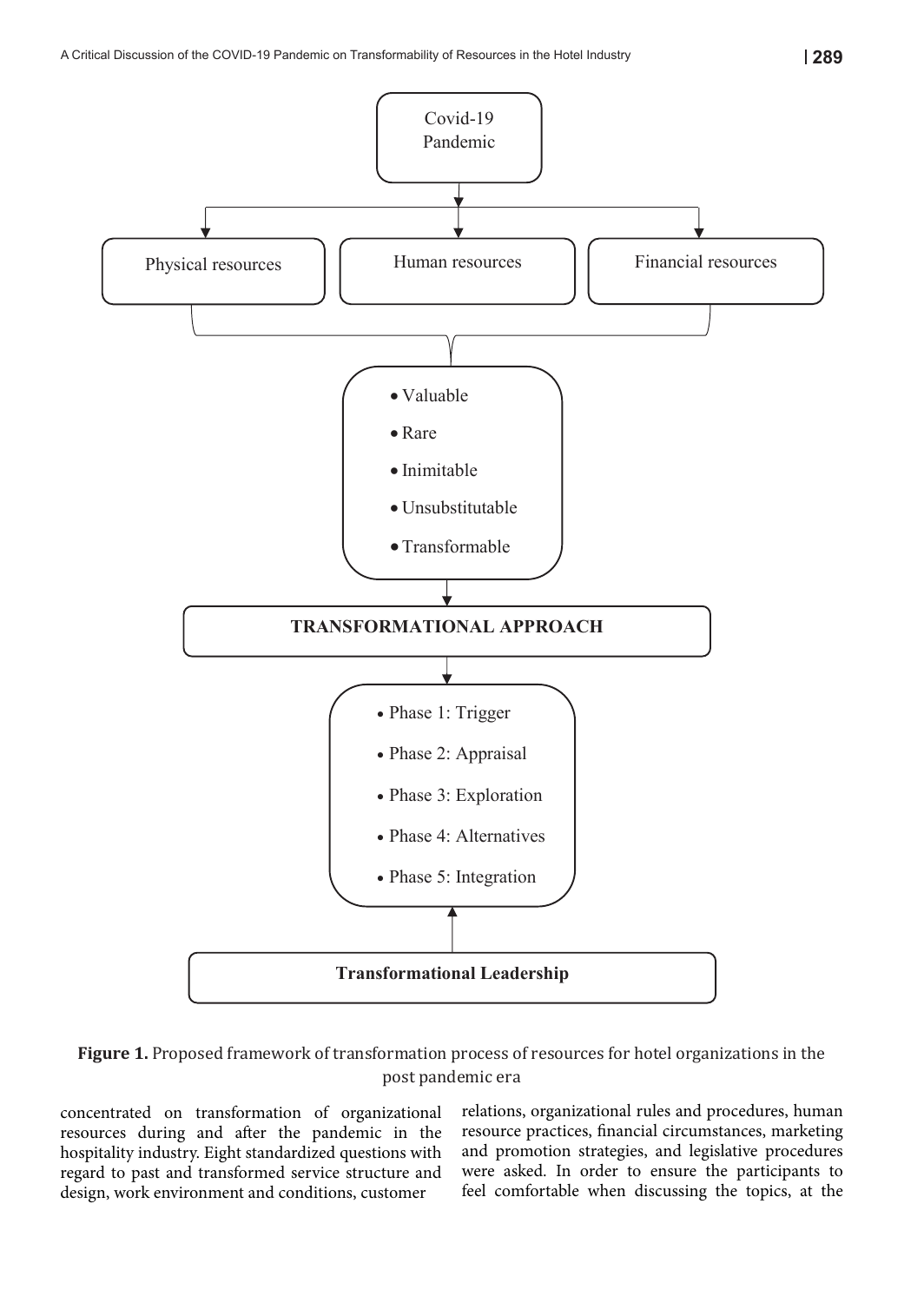Covid-19 Pandemic

- Physical resources
- Human resources
- Financial resources

- Valuable
- Rare
- Inimitable
- Unsubstitutable
- Transformable

**TRANSFORMATIONAL APPROACH**

- Phase 1: Trigger
- Phase 2: Appraisal
- Phase 3: Exploration
- Phase 4: Alternatives
- Phase 5: Integration

**Transformational Leadership**

**Figure 1.** Proposed framework of transformation process of resources for hotel organizations in the post pandemic era

concentrated on transformation of organizational resources during and after the pandemic in the hospitality industry. Eight standardized questions with regard to past and transformed service structure and design, work environment and conditions, customer relations, organizational rules and procedures, human resource practices, financial circumstances, marketing and promotion strategies, and legislative procedures were asked. In order to ensure the participants to feel comfortable when discussing the topics, at the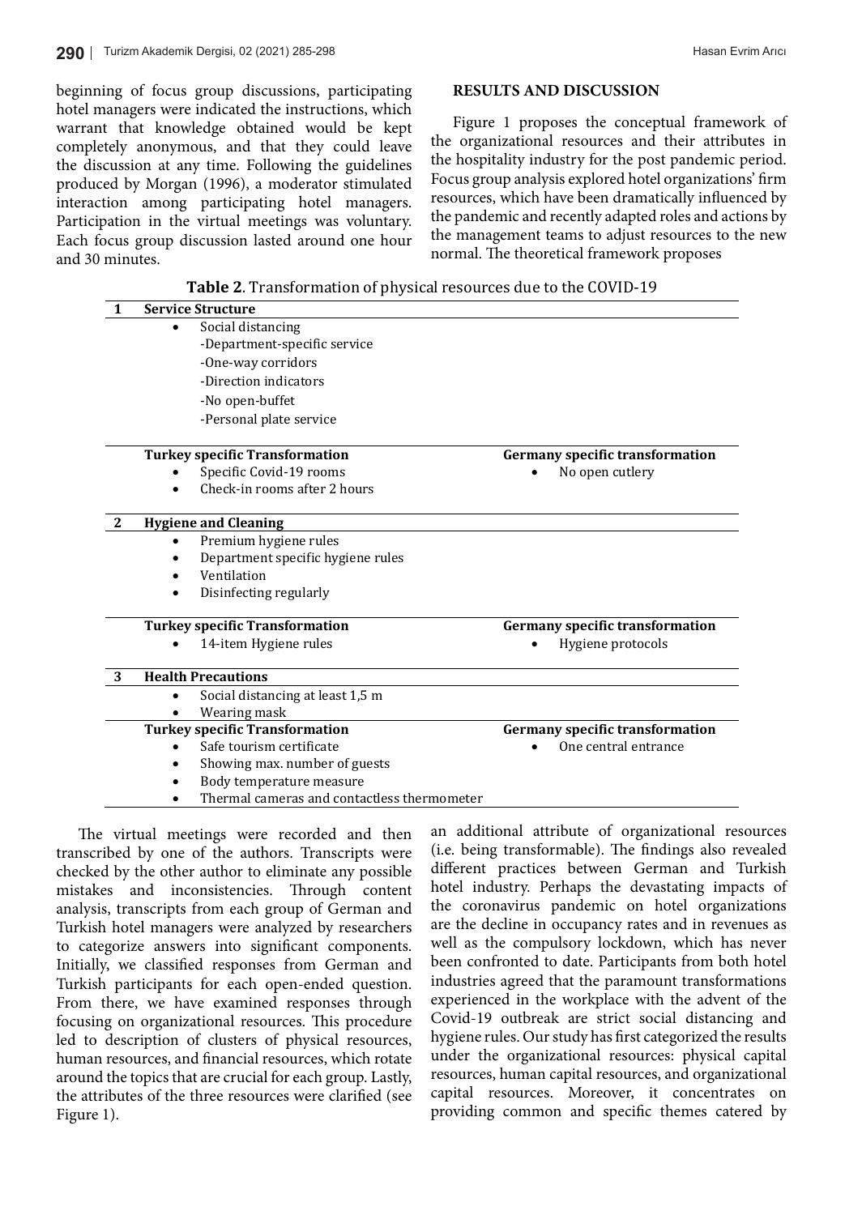beginning of focus group discussions, participating hotel managers were indicated the instructions, which warrant that knowledge obtained would be kept completely anonymous, and that they could leave the discussion at any time. Following the guidelines produced by Morgan (1996), a moderator stimulated interaction among participating hotel managers. Participation in the virtual meetings was voluntary. Each focus group discussion lasted around one hour and 30 minutes.

**Table 2**. Transformation of physical resources due to the COVID-19

| | | |
|---|---|---|
| **1** | **Service Structure** | |
| | • Social distancing<br>-Department-specific service<br>-One-way corridors<br>-Direction indicators<br>-No open-buffet<br>-Personal plate service | |
| | **Turkey specific Transformation** | **Germany specific transformation** |
| | • Specific Covid-19 rooms<br>• Check-in rooms after 2 hours | • No open cutlery |
| **2** | **Hygiene and Cleaning** | |
| | • Premium hygiene rules<br>• Department specific hygiene rules<br>• Ventilation<br>• Disinfecting regularly | |
| | **Turkey specific Transformation** | **Germany specific transformation** |
| | • 14-item Hygiene rules | • Hygiene protocols |
| **3** | **Health Precautions** | |
| | • Social distancing at least 1,5 m<br>• Wearing mask | |
| | **Turkey specific Transformation** | **Germany specific transformation** |
| | • Safe tourism certificate<br>• Showing max. number of guests<br>• Body temperature measure<br>• Thermal cameras and contactless thermometer | • One central entrance |

The virtual meetings were recorded and then transcribed by one of the authors. Transcripts were checked by the other author to eliminate any possible mistakes and inconsistencies. Through content analysis, transcripts from each group of German and Turkish hotel managers were analyzed by researchers to categorize answers into significant components. Initially, we classified responses from German and Turkish participants for each open-ended question. From there, we have examined responses through focusing on organizational resources. This procedure led to description of clusters of physical resources, human resources, and financial resources, which rotate around the topics that are crucial for each group. Lastly, the attributes of the three resources were clarified (see Figure 1).

## RESULTS AND DISCUSSION

Figure 1 proposes the conceptual framework of the organizational resources and their attributes in the hospitality industry for the post pandemic period. Focus group analysis explored hotel organizations' firm resources, which have been dramatically influenced by the pandemic and recently adapted roles and actions by the management teams to adjust resources to the new normal. The theoretical framework proposes an additional attribute of organizational resources (i.e. being transformable). The findings also revealed different practices between German and Turkish hotel industry. Perhaps the devastating impacts of the coronavirus pandemic on hotel organizations are the decline in occupancy rates and in revenues as well as the compulsory lockdown, which has never been confronted to date. Participants from both hotel industries agreed that the paramount transformations experienced in the workplace with the advent of the Covid-19 outbreak are strict social distancing and hygiene rules. Our study has first categorized the results under the organizational resources: physical capital resources, human capital resources, and organizational capital resources. Moreover, it concentrates on providing common and specific themes catered by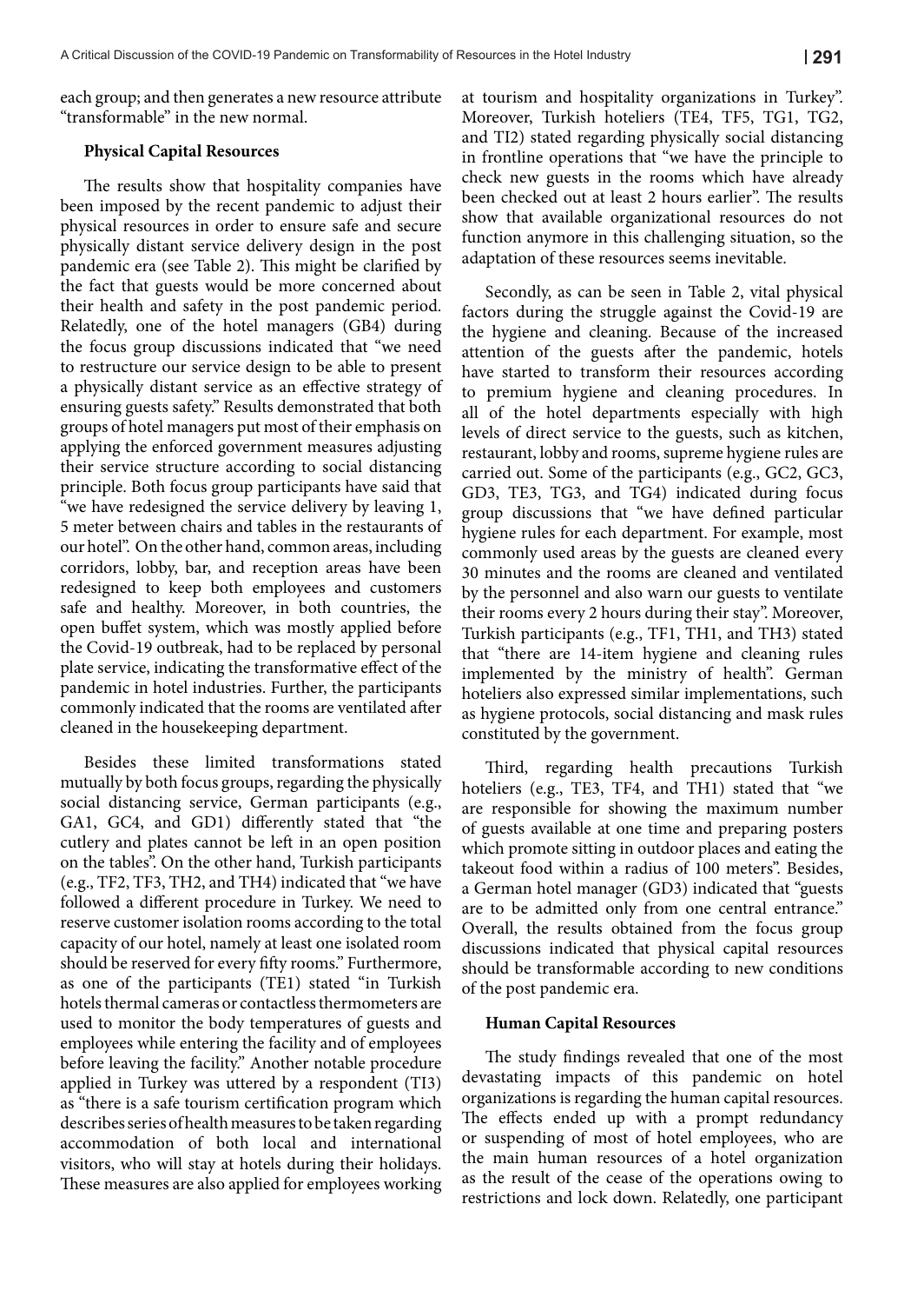each group; and then generates a new resource attribute "transformable" in the new normal.

**Physical Capital Resources**

The results show that hospitality companies have been imposed by the recent pandemic to adjust their physical resources in order to ensure safe and secure physically distant service delivery design in the post pandemic era (see Table 2). This might be clarified by the fact that guests would be more concerned about their health and safety in the post pandemic period. Relatedly, one of the hotel managers (GB4) during the focus group discussions indicated that "we need to restructure our service design to be able to present a physically distant service as an effective strategy of ensuring guests safety." Results demonstrated that both groups of hotel managers put most of their emphasis on applying the enforced government measures adjusting their service structure according to social distancing principle. Both focus group participants have said that "we have redesigned the service delivery by leaving 1, 5 meter between chairs and tables in the restaurants of our hotel". On the other hand, common areas, including corridors, lobby, bar, and reception areas have been redesigned to keep both employees and customers safe and healthy. Moreover, in both countries, the open buffet system, which was mostly applied before the Covid-19 outbreak, had to be replaced by personal plate service, indicating the transformative effect of the pandemic in hotel industries. Further, the participants commonly indicated that the rooms are ventilated after cleaned in the housekeeping department.

Besides these limited transformations stated mutually by both focus groups, regarding the physically social distancing service, German participants (e.g., GA1, GC4, and GD1) differently stated that "the cutlery and plates cannot be left in an open position on the tables". On the other hand, Turkish participants (e.g., TF2, TF3, TH2, and TH4) indicated that "we have followed a different procedure in Turkey. We need to reserve customer isolation rooms according to the total capacity of our hotel, namely at least one isolated room should be reserved for every fifty rooms." Furthermore, as one of the participants (TE1) stated "in Turkish hotels thermal cameras or contactless thermometers are used to monitor the body temperatures of guests and employees while entering the facility and of employees before leaving the facility." Another notable procedure applied in Turkey was uttered by a respondent (TI3) as "there is a safe tourism certification program which describes series of health measures to be taken regarding accommodation of both local and international visitors, who will stay at hotels during their holidays. These measures are also applied for employees working at tourism and hospitality organizations in Turkey". Moreover, Turkish hoteliers (TE4, TF5, TG1, TG2, and TI2) stated regarding physically social distancing in frontline operations that "we have the principle to check new guests in the rooms which have already been checked out at least 2 hours earlier". The results show that available organizational resources do not function anymore in this challenging situation, so the adaptation of these resources seems inevitable.

Secondly, as can be seen in Table 2, vital physical factors during the struggle against the Covid-19 are the hygiene and cleaning. Because of the increased attention of the guests after the pandemic, hotels have started to transform their resources according to premium hygiene and cleaning procedures. In all of the hotel departments especially with high levels of direct service to the guests, such as kitchen, restaurant, lobby and rooms, supreme hygiene rules are carried out. Some of the participants (e.g., GC2, GC3, GD3, TE3, TG3, and TG4) indicated during focus group discussions that "we have defined particular hygiene rules for each department. For example, most commonly used areas by the guests are cleaned every 30 minutes and the rooms are cleaned and ventilated by the personnel and also warn our guests to ventilate their rooms every 2 hours during their stay". Moreover, Turkish participants (e.g., TF1, TH1, and TH3) stated that "there are 14-item hygiene and cleaning rules implemented by the ministry of health". German hoteliers also expressed similar implementations, such as hygiene protocols, social distancing and mask rules constituted by the government.

Third, regarding health precautions Turkish hoteliers (e.g., TE3, TF4, and TH1) stated that "we are responsible for showing the maximum number of guests available at one time and preparing posters which promote sitting in outdoor places and eating the takeout food within a radius of 100 meters". Besides, a German hotel manager (GD3) indicated that "guests are to be admitted only from one central entrance." Overall, the results obtained from the focus group discussions indicated that physical capital resources should be transformable according to new conditions of the post pandemic era.

**Human Capital Resources**

The study findings revealed that one of the most devastating impacts of this pandemic on hotel organizations is regarding the human capital resources. The effects ended up with a prompt redundancy or suspending of most of hotel employees, who are the main human resources of a hotel organization as the result of the cease of the operations owing to restrictions and lock down. Relatedly, one participant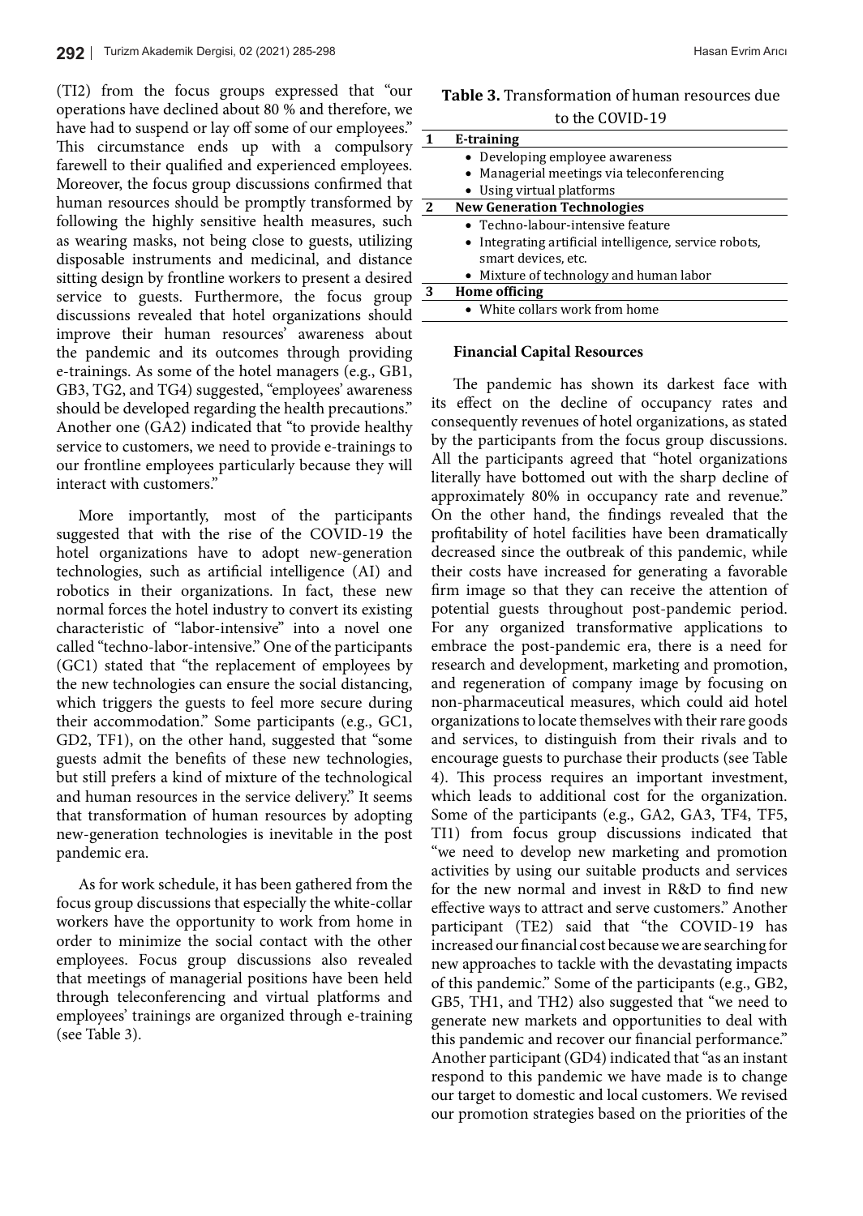(TI2) from the focus groups expressed that "our operations have declined about 80 % and therefore, we have had to suspend or lay off some of our employees." This circumstance ends up with a compulsory farewell to their qualified and experienced employees. Moreover, the focus group discussions confirmed that human resources should be promptly transformed by following the highly sensitive health measures, such as wearing masks, not being close to guests, utilizing disposable instruments and medicinal, and distance sitting design by frontline workers to present a desired service to guests. Furthermore, the focus group discussions revealed that hotel organizations should improve their human resources' awareness about the pandemic and its outcomes through providing e-trainings. As some of the hotel managers (e.g., GB1, GB3, TG2, and TG4) suggested, "employees' awareness should be developed regarding the health precautions." Another one (GA2) indicated that "to provide healthy service to customers, we need to provide e-trainings to our frontline employees particularly because they will interact with customers."

More importantly, most of the participants suggested that with the rise of the COVID-19 the hotel organizations have to adopt new-generation technologies, such as artificial intelligence (AI) and robotics in their organizations. In fact, these new normal forces the hotel industry to convert its existing characteristic of "labor-intensive" into a novel one called "techno-labor-intensive." One of the participants (GC1) stated that "the replacement of employees by the new technologies can ensure the social distancing, which triggers the guests to feel more secure during their accommodation." Some participants (e.g., GC1, GD2, TF1), on the other hand, suggested that "some guests admit the benefits of these new technologies, but still prefers a kind of mixture of the technological and human resources in the service delivery." It seems that transformation of human resources by adopting new-generation technologies is inevitable in the post pandemic era.

As for work schedule, it has been gathered from the focus group discussions that especially the white-collar workers have the opportunity to work from home in order to minimize the social contact with the other employees. Focus group discussions also revealed that meetings of managerial positions have been held through teleconferencing and virtual platforms and employees' trainings are organized through e-training (see Table 3).

**Table 3.** Transformation of human resources due to the COVID-19

| | |
|---|---|
| **1** | **E-training** |
| | • Developing employee awareness<br>• Managerial meetings via teleconferencing<br>• Using virtual platforms |
| **2** | **New Generation Technologies** |
| | • Techno-labour-intensive feature<br>• Integrating artificial intelligence, service robots, smart devices, etc.<br>• Mixture of technology and human labor |
| **3** | **Home officing** |
| | • White collars work from home |

**Financial Capital Resources**

The pandemic has shown its darkest face with its effect on the decline of occupancy rates and consequently revenues of hotel organizations, as stated by the participants from the focus group discussions. All the participants agreed that "hotel organizations literally have bottomed out with the sharp decline of approximately 80% in occupancy rate and revenue." On the other hand, the findings revealed that the profitability of hotel facilities have been dramatically decreased since the outbreak of this pandemic, while their costs have increased for generating a favorable firm image so that they can receive the attention of potential guests throughout post-pandemic period. For any organized transformative applications to embrace the post-pandemic era, there is a need for research and development, marketing and promotion, and regeneration of company image by focusing on non-pharmaceutical measures, which could aid hotel organizations to locate themselves with their rare goods and services, to distinguish from their rivals and to encourage guests to purchase their products (see Table 4). This process requires an important investment, which leads to additional cost for the organization. Some of the participants (e.g., GA2, GA3, TF4, TF5, TI1) from focus group discussions indicated that "we need to develop new marketing and promotion activities by using our suitable products and services for the new normal and invest in R&D to find new effective ways to attract and serve customers." Another participant (TE2) said that "the COVID-19 has increased our financial cost because we are searching for new approaches to tackle with the devastating impacts of this pandemic." Some of the participants (e.g., GB2, GB5, TH1, and TH2) also suggested that "we need to generate new markets and opportunities to deal with this pandemic and recover our financial performance." Another participant (GD4) indicated that "as an instant respond to this pandemic we have made is to change our target to domestic and local customers. We revised our promotion strategies based on the priorities of the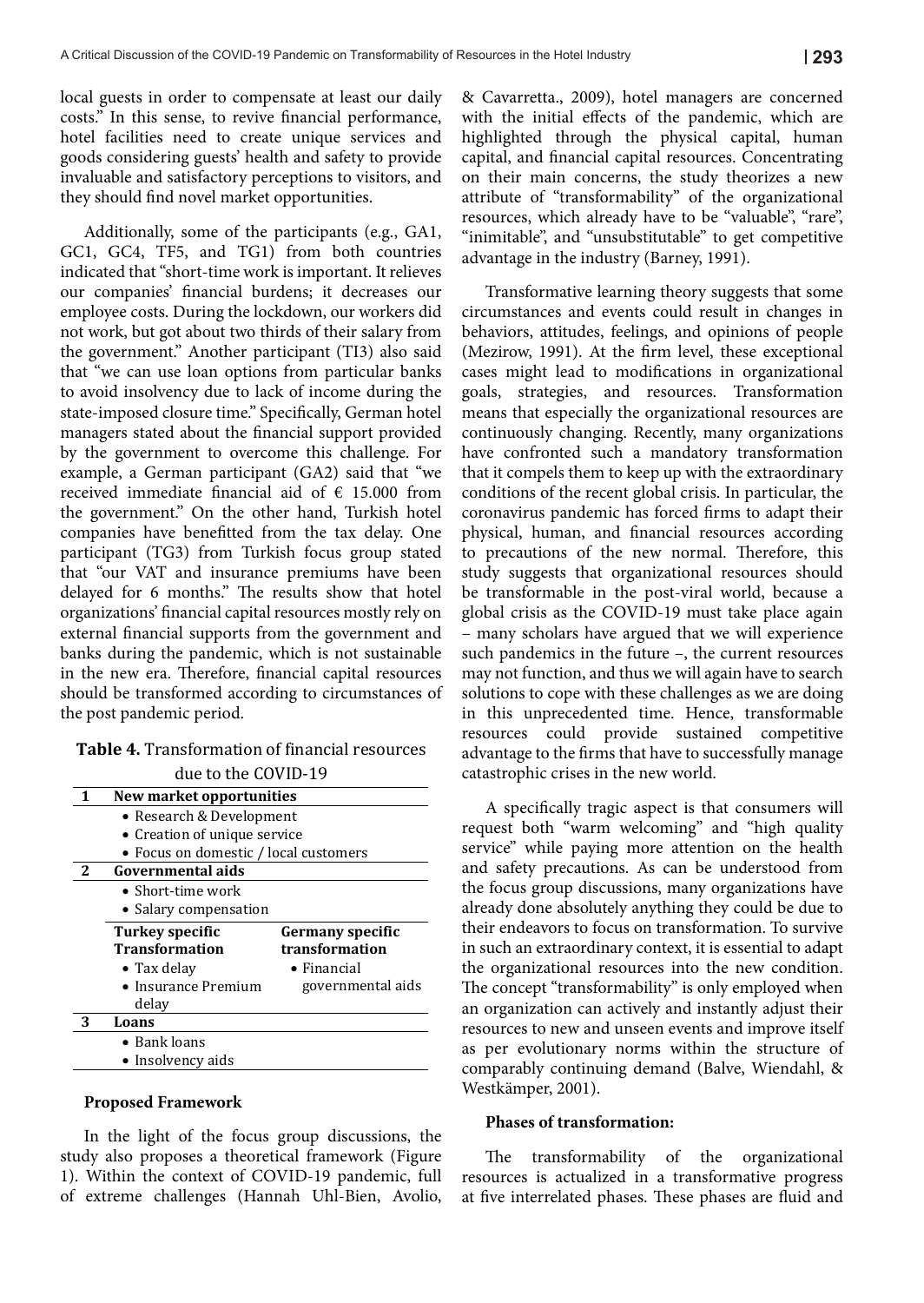local guests in order to compensate at least our daily costs." In this sense, to revive financial performance, hotel facilities need to create unique services and goods considering guests' health and safety to provide invaluable and satisfactory perceptions to visitors, and they should find novel market opportunities.

Additionally, some of the participants (e.g., GA1, GC1, GC4, TF5, and TG1) from both countries indicated that "short-time work is important. It relieves our companies' financial burdens; it decreases our employee costs. During the lockdown, our workers did not work, but got about two thirds of their salary from the government." Another participant (TI3) also said that "we can use loan options from particular banks to avoid insolvency due to lack of income during the state-imposed closure time." Specifically, German hotel managers stated about the financial support provided by the government to overcome this challenge. For example, a German participant (GA2) said that "we received immediate financial aid of € 15.000 from the government." On the other hand, Turkish hotel companies have benefitted from the tax delay. One participant (TG3) from Turkish focus group stated that "our VAT and insurance premiums have been delayed for 6 months." The results show that hotel organizations' financial capital resources mostly rely on external financial supports from the government and banks during the pandemic, which is not sustainable in the new era. Therefore, financial capital resources should be transformed according to circumstances of the post pandemic period.

**Table 4.** Transformation of financial resources due to the COVID-19

| | | |
|---|---|---|
| **1** | **New market opportunities** | |
| | • Research & Development | |
| | • Creation of unique service | |
| | • Focus on domestic / local customers | |
| **2** | **Governmental aids** | |
| | • Short-time work | |
| | • Salary compensation | |
| | **Turkey specific Transformation** | **Germany specific transformation** |
| | • Tax delay<br>• Insurance Premium delay | • Financial governmental aids |
| **3** | **Loans** | |
| | • Bank loans | |
| | • Insolvency aids | |

**Proposed Framework**

In the light of the focus group discussions, the study also proposes a theoretical framework (Figure 1). Within the context of COVID-19 pandemic, full of extreme challenges (Hannah Uhl-Bien, Avolio, & Cavarretta., 2009), hotel managers are concerned with the initial effects of the pandemic, which are highlighted through the physical capital, human capital, and financial capital resources. Concentrating on their main concerns, the study theorizes a new attribute of "transformability" of the organizational resources, which already have to be "valuable", "rare", "inimitable", and "unsubstitutable" to get competitive advantage in the industry (Barney, 1991).

Transformative learning theory suggests that some circumstances and events could result in changes in behaviors, attitudes, feelings, and opinions of people (Mezirow, 1991). At the firm level, these exceptional cases might lead to modifications in organizational goals, strategies, and resources. Transformation means that especially the organizational resources are continuously changing. Recently, many organizations have confronted such a mandatory transformation that it compels them to keep up with the extraordinary conditions of the recent global crisis. In particular, the coronavirus pandemic has forced firms to adapt their physical, human, and financial resources according to precautions of the new normal. Therefore, this study suggests that organizational resources should be transformable in the post-viral world, because a global crisis as the COVID-19 must take place again – many scholars have argued that we will experience such pandemics in the future –, the current resources may not function, and thus we will again have to search solutions to cope with these challenges as we are doing in this unprecedented time. Hence, transformable resources could provide sustained competitive advantage to the firms that have to successfully manage catastrophic crises in the new world.

A specifically tragic aspect is that consumers will request both "warm welcoming" and "high quality service" while paying more attention on the health and safety precautions. As can be understood from the focus group discussions, many organizations have already done absolutely anything they could be due to their endeavors to focus on transformation. To survive in such an extraordinary context, it is essential to adapt the organizational resources into the new condition. The concept "transformability" is only employed when an organization can actively and instantly adjust their resources to new and unseen events and improve itself as per evolutionary norms within the structure of comparably continuing demand (Balve, Wiendahl, & Westkämper, 2001).

**Phases of transformation:**

The transformability of the organizational resources is actualized in a transformative progress at five interrelated phases. These phases are fluid and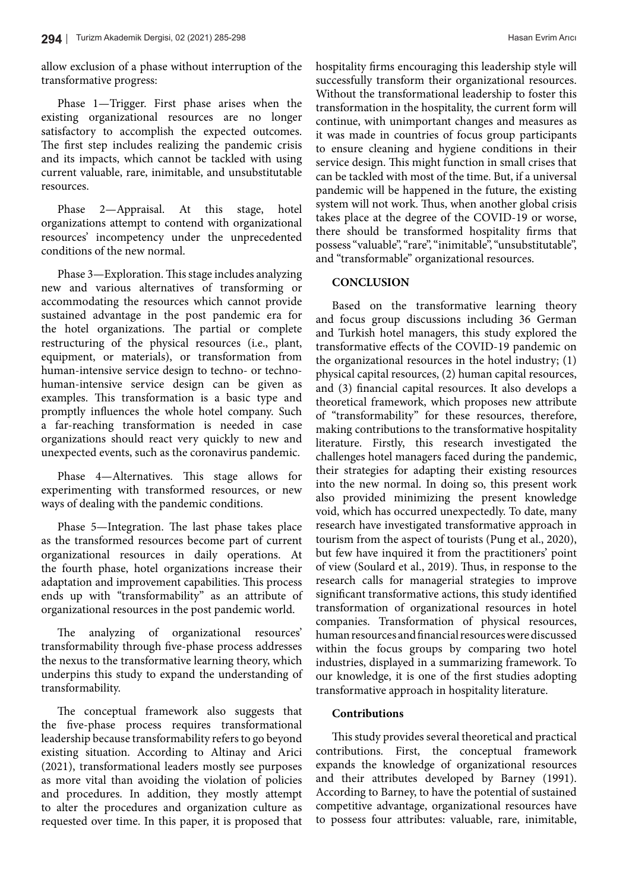allow exclusion of a phase without interruption of the transformative progress:

Phase 1—Trigger. First phase arises when the existing organizational resources are no longer satisfactory to accomplish the expected outcomes. The first step includes realizing the pandemic crisis and its impacts, which cannot be tackled with using current valuable, rare, inimitable, and unsubstitutable resources.

Phase 2—Appraisal. At this stage, hotel organizations attempt to contend with organizational resources' incompetency under the unprecedented conditions of the new normal.

Phase 3—Exploration. This stage includes analyzing new and various alternatives of transforming or accommodating the resources which cannot provide sustained advantage in the post pandemic era for the hotel organizations. The partial or complete restructuring of the physical resources (i.e., plant, equipment, or materials), or transformation from human-intensive service design to techno- or techno-human-intensive service design can be given as examples. This transformation is a basic type and promptly influences the whole hotel company. Such a far-reaching transformation is needed in case organizations should react very quickly to new and unexpected events, such as the coronavirus pandemic.

Phase 4—Alternatives. This stage allows for experimenting with transformed resources, or new ways of dealing with the pandemic conditions.

Phase 5—Integration. The last phase takes place as the transformed resources become part of current organizational resources in daily operations. At the fourth phase, hotel organizations increase their adaptation and improvement capabilities. This process ends up with "transformability" as an attribute of organizational resources in the post pandemic world.

The analyzing of organizational resources' transformability through five-phase process addresses the nexus to the transformative learning theory, which underpins this study to expand the understanding of transformability.

The conceptual framework also suggests that the five-phase process requires transformational leadership because transformability refers to go beyond existing situation. According to Altinay and Arici (2021), transformational leaders mostly see purposes as more vital than avoiding the violation of policies and procedures. In addition, they mostly attempt to alter the procedures and organization culture as requested over time. In this paper, it is proposed that hospitality firms encouraging this leadership style will successfully transform their organizational resources. Without the transformational leadership to foster this transformation in the hospitality, the current form will continue, with unimportant changes and measures as it was made in countries of focus group participants to ensure cleaning and hygiene conditions in their service design. This might function in small crises that can be tackled with most of the time. But, if a universal pandemic will be happened in the future, the existing system will not work. Thus, when another global crisis takes place at the degree of the COVID-19 or worse, there should be transformed hospitality firms that possess "valuable", "rare", "inimitable", "unsubstitutable", and "transformable" organizational resources.

## CONCLUSION

Based on the transformative learning theory and focus group discussions including 36 German and Turkish hotel managers, this study explored the transformative effects of the COVID-19 pandemic on the organizational resources in the hotel industry; (1) physical capital resources, (2) human capital resources, and (3) financial capital resources. It also develops a theoretical framework, which proposes new attribute of "transformability" for these resources, therefore, making contributions to the transformative hospitality literature. Firstly, this research investigated the challenges hotel managers faced during the pandemic, their strategies for adapting their existing resources into the new normal. In doing so, this present work also provided minimizing the present knowledge void, which has occurred unexpectedly. To date, many research have investigated transformative approach in tourism from the aspect of tourists (Pung et al., 2020), but few have inquired it from the practitioners' point of view (Soulard et al., 2019). Thus, in response to the research calls for managerial strategies to improve significant transformative actions, this study identified transformation of organizational resources in hotel companies. Transformation of physical resources, human resources and financial resources were discussed within the focus groups by comparing two hotel industries, displayed in a summarizing framework. To our knowledge, it is one of the first studies adopting transformative approach in hospitality literature.

### Contributions

This study provides several theoretical and practical contributions. First, the conceptual framework expands the knowledge of organizational resources and their attributes developed by Barney (1991). According to Barney, to have the potential of sustained competitive advantage, organizational resources have to possess four attributes: valuable, rare, inimitable,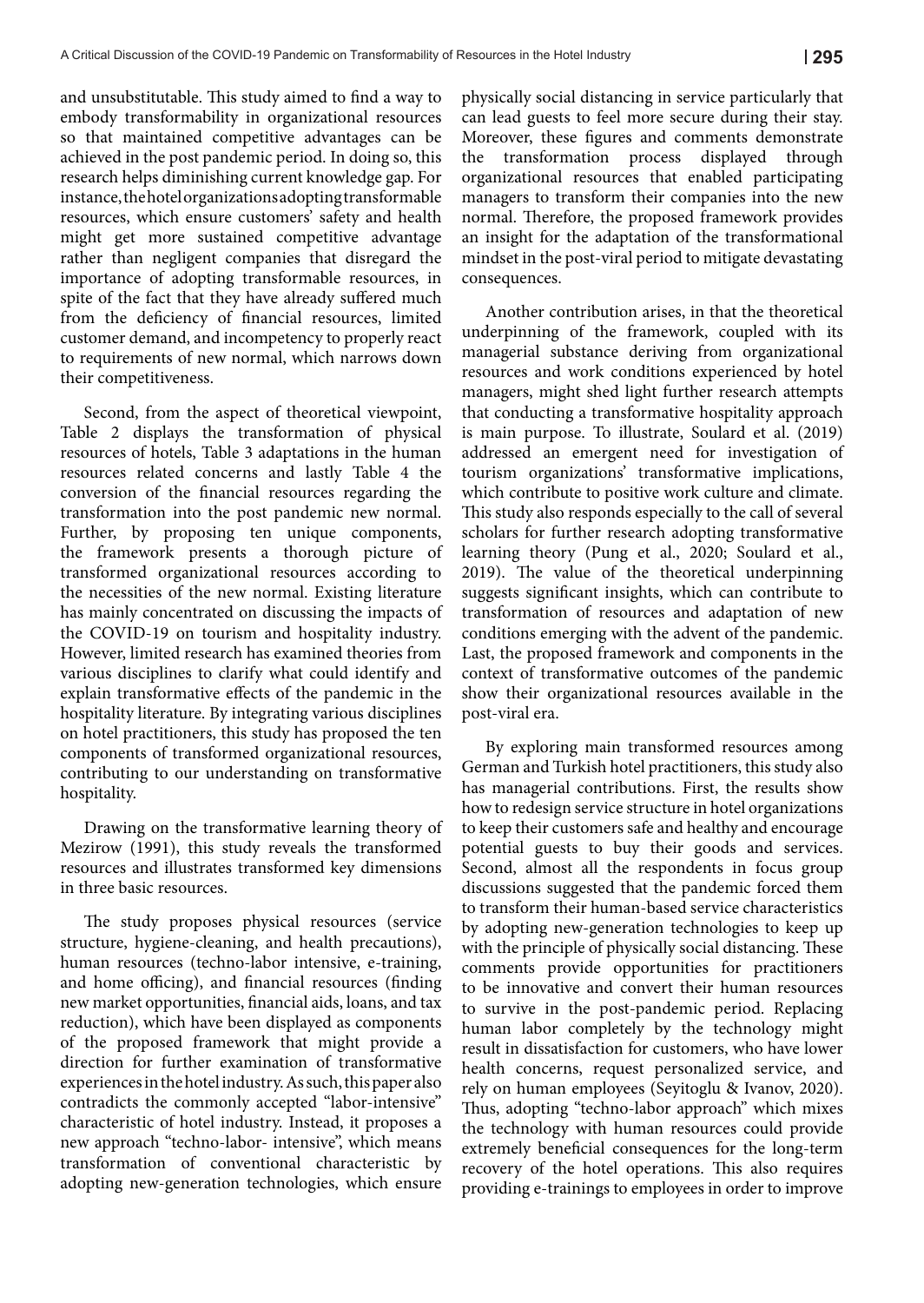and unsubstitutable. This study aimed to find a way to embody transformability in organizational resources so that maintained competitive advantages can be achieved in the post pandemic period. In doing so, this research helps diminishing current knowledge gap. For instance, the hotel organizations adopting transformable resources, which ensure customers' safety and health might get more sustained competitive advantage rather than negligent companies that disregard the importance of adopting transformable resources, in spite of the fact that they have already suffered much from the deficiency of financial resources, limited customer demand, and incompetency to properly react to requirements of new normal, which narrows down their competitiveness.

Second, from the aspect of theoretical viewpoint, Table 2 displays the transformation of physical resources of hotels, Table 3 adaptations in the human resources related concerns and lastly Table 4 the conversion of the financial resources regarding the transformation into the post pandemic new normal. Further, by proposing ten unique components, the framework presents a thorough picture of transformed organizational resources according to the necessities of the new normal. Existing literature has mainly concentrated on discussing the impacts of the COVID-19 on tourism and hospitality industry. However, limited research has examined theories from various disciplines to clarify what could identify and explain transformative effects of the pandemic in the hospitality literature. By integrating various disciplines on hotel practitioners, this study has proposed the ten components of transformed organizational resources, contributing to our understanding on transformative hospitality.

Drawing on the transformative learning theory of Mezirow (1991), this study reveals the transformed resources and illustrates transformed key dimensions in three basic resources.

The study proposes physical resources (service structure, hygiene-cleaning, and health precautions), human resources (techno-labor intensive, e-training, and home officing), and financial resources (finding new market opportunities, financial aids, loans, and tax reduction), which have been displayed as components of the proposed framework that might provide a direction for further examination of transformative experiences in the hotel industry. As such, this paper also contradicts the commonly accepted "labor-intensive" characteristic of hotel industry. Instead, it proposes a new approach "techno-labor- intensive", which means transformation of conventional characteristic by adopting new-generation technologies, which ensure physically social distancing in service particularly that can lead guests to feel more secure during their stay. Moreover, these figures and comments demonstrate the transformation process displayed through organizational resources that enabled participating managers to transform their companies into the new normal. Therefore, the proposed framework provides an insight for the adaptation of the transformational mindset in the post-viral period to mitigate devastating consequences.

Another contribution arises, in that the theoretical underpinning of the framework, coupled with its managerial substance deriving from organizational resources and work conditions experienced by hotel managers, might shed light further research attempts that conducting a transformative hospitality approach is main purpose. To illustrate, Soulard et al. (2019) addressed an emergent need for investigation of tourism organizations' transformative implications, which contribute to positive work culture and climate. This study also responds especially to the call of several scholars for further research adopting transformative learning theory (Pung et al., 2020; Soulard et al., 2019). The value of the theoretical underpinning suggests significant insights, which can contribute to transformation of resources and adaptation of new conditions emerging with the advent of the pandemic. Last, the proposed framework and components in the context of transformative outcomes of the pandemic show their organizational resources available in the post-viral era.

By exploring main transformed resources among German and Turkish hotel practitioners, this study also has managerial contributions. First, the results show how to redesign service structure in hotel organizations to keep their customers safe and healthy and encourage potential guests to buy their goods and services. Second, almost all the respondents in focus group discussions suggested that the pandemic forced them to transform their human-based service characteristics by adopting new-generation technologies to keep up with the principle of physically social distancing. These comments provide opportunities for practitioners to be innovative and convert their human resources to survive in the post-pandemic period. Replacing human labor completely by the technology might result in dissatisfaction for customers, who have lower health concerns, request personalized service, and rely on human employees (Seyitoglu & Ivanov, 2020). Thus, adopting "techno-labor approach" which mixes the technology with human resources could provide extremely beneficial consequences for the long-term recovery of the hotel operations. This also requires providing e-trainings to employees in order to improve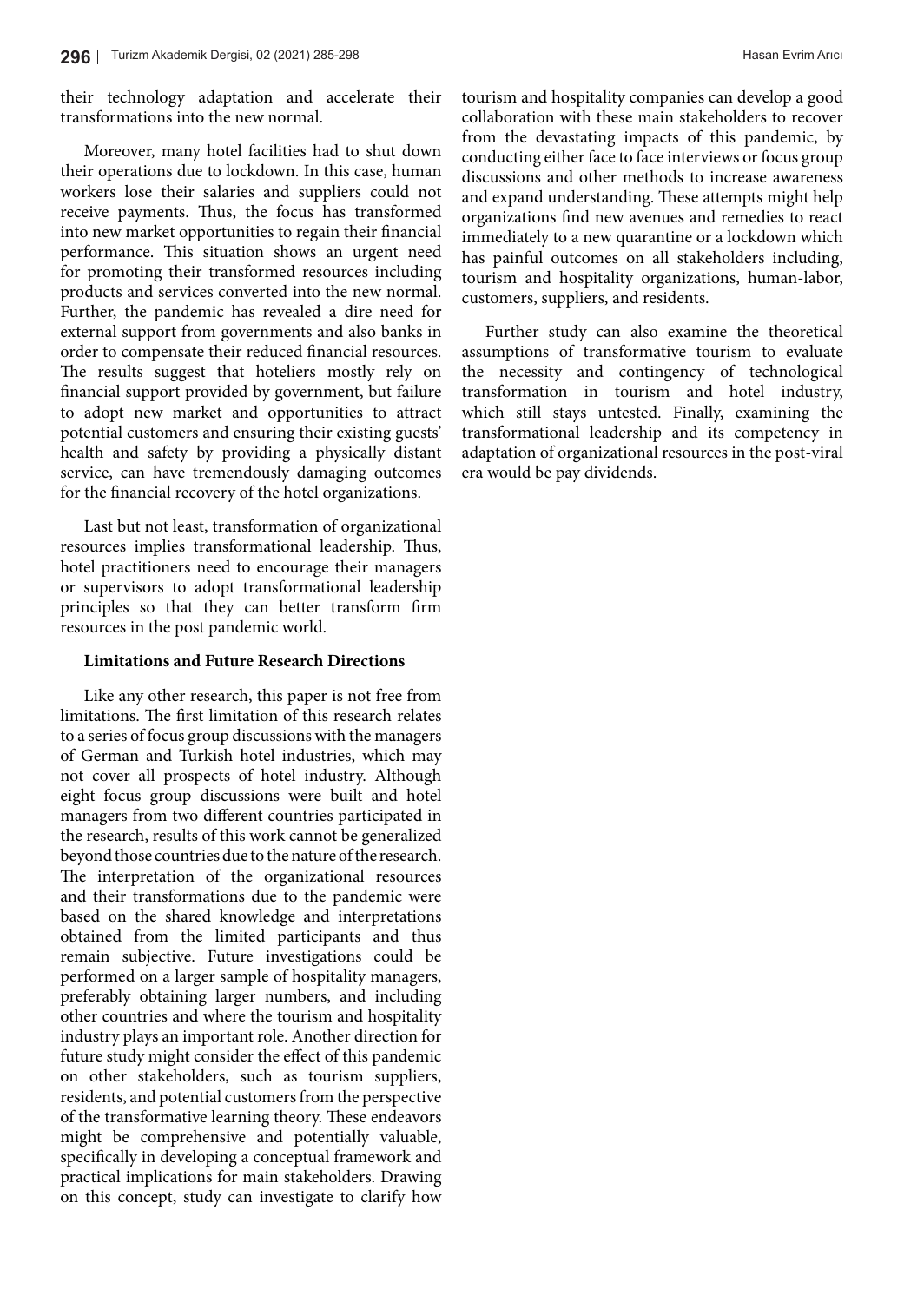their technology adaptation and accelerate their transformations into the new normal.

Moreover, many hotel facilities had to shut down their operations due to lockdown. In this case, human workers lose their salaries and suppliers could not receive payments. Thus, the focus has transformed into new market opportunities to regain their financial performance. This situation shows an urgent need for promoting their transformed resources including products and services converted into the new normal. Further, the pandemic has revealed a dire need for external support from governments and also banks in order to compensate their reduced financial resources. The results suggest that hoteliers mostly rely on financial support provided by government, but failure to adopt new market and opportunities to attract potential customers and ensuring their existing guests' health and safety by providing a physically distant service, can have tremendously damaging outcomes for the financial recovery of the hotel organizations.

Last but not least, transformation of organizational resources implies transformational leadership. Thus, hotel practitioners need to encourage their managers or supervisors to adopt transformational leadership principles so that they can better transform firm resources in the post pandemic world.

**Limitations and Future Research Directions**

Like any other research, this paper is not free from limitations. The first limitation of this research relates to a series of focus group discussions with the managers of German and Turkish hotel industries, which may not cover all prospects of hotel industry. Although eight focus group discussions were built and hotel managers from two different countries participated in the research, results of this work cannot be generalized beyond those countries due to the nature of the research. The interpretation of the organizational resources and their transformations due to the pandemic were based on the shared knowledge and interpretations obtained from the limited participants and thus remain subjective. Future investigations could be performed on a larger sample of hospitality managers, preferably obtaining larger numbers, and including other countries and where the tourism and hospitality industry plays an important role. Another direction for future study might consider the effect of this pandemic on other stakeholders, such as tourism suppliers, residents, and potential customers from the perspective of the transformative learning theory. These endeavors might be comprehensive and potentially valuable, specifically in developing a conceptual framework and practical implications for main stakeholders. Drawing on this concept, study can investigate to clarify how tourism and hospitality companies can develop a good collaboration with these main stakeholders to recover from the devastating impacts of this pandemic, by conducting either face to face interviews or focus group discussions and other methods to increase awareness and expand understanding. These attempts might help organizations find new avenues and remedies to react immediately to a new quarantine or a lockdown which has painful outcomes on all stakeholders including, tourism and hospitality organizations, human-labor, customers, suppliers, and residents.

Further study can also examine the theoretical assumptions of transformative tourism to evaluate the necessity and contingency of technological transformation in tourism and hotel industry, which still stays untested. Finally, examining the transformational leadership and its competency in adaptation of organizational resources in the post-viral era would be pay dividends.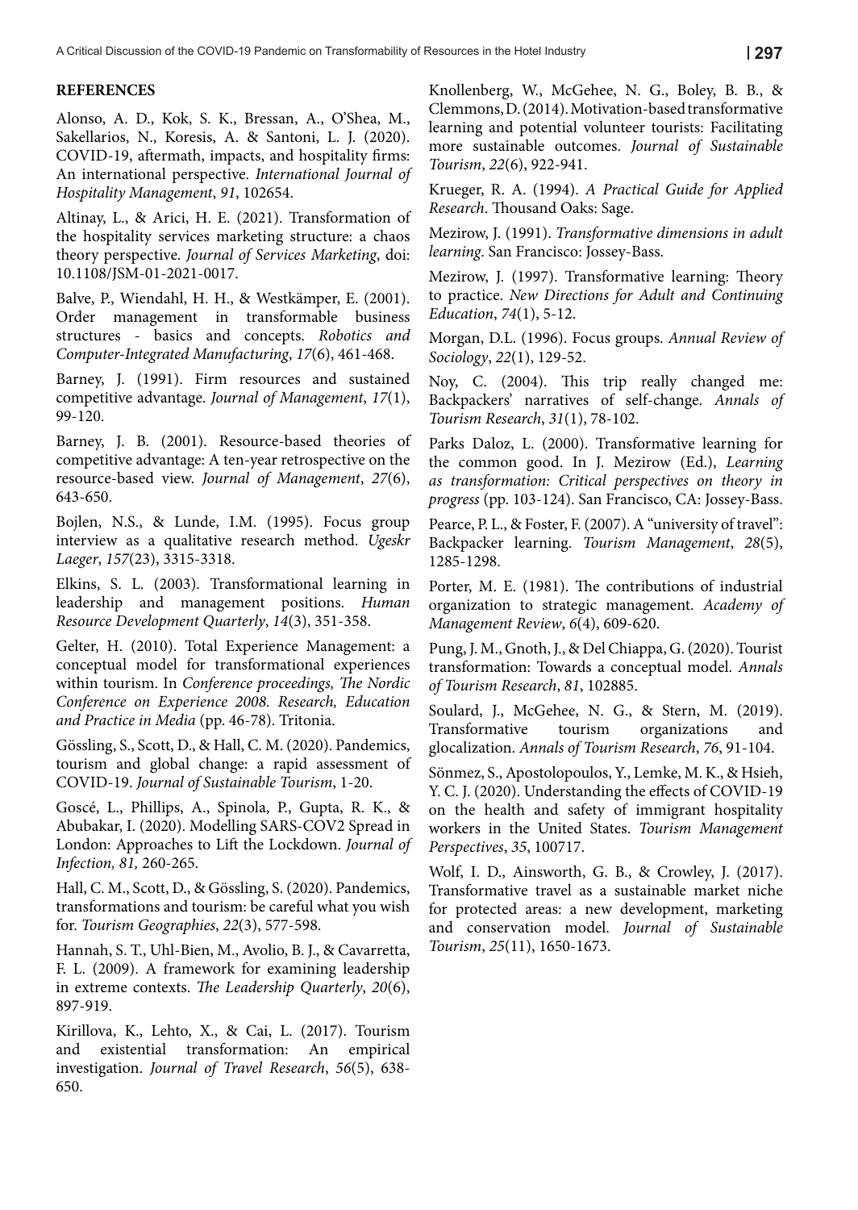## REFERENCES

Alonso, A. D., Kok, S. K., Bressan, A., O'Shea, M., Sakellarios, N., Koresis, A. & Santoni, L. J. (2020). COVID-19, aftermath, impacts, and hospitality firms: An international perspective. *International Journal of Hospitality Management*, *91*, 102654.

Altinay, L., & Arici, H. E. (2021). Transformation of the hospitality services marketing structure: a chaos theory perspective. *Journal of Services Marketing*, doi: 10.1108/JSM-01-2021-0017.

Balve, P., Wiendahl, H. H., & Westkämper, E. (2001). Order management in transformable business structures - basics and concepts. *Robotics and Computer-Integrated Manufacturing*, *17*(6), 461-468.

Barney, J. (1991). Firm resources and sustained competitive advantage. *Journal of Management*, *17*(1), 99-120.

Barney, J. B. (2001). Resource-based theories of competitive advantage: A ten-year retrospective on the resource-based view. *Journal of Management*, *27*(6), 643-650.

Bojlen, N.S., & Lunde, I.M. (1995). Focus group interview as a qualitative research method. *Ugeskr Laeger*, *157*(23), 3315-3318.

Elkins, S. L. (2003). Transformational learning in leadership and management positions. *Human Resource Development Quarterly*, *14*(3), 351-358.

Gelter, H. (2010). Total Experience Management: a conceptual model for transformational experiences within tourism. In *Conference proceedings, The Nordic Conference on Experience 2008. Research, Education and Practice in Media* (pp. 46-78). Tritonia.

Gössling, S., Scott, D., & Hall, C. M. (2020). Pandemics, tourism and global change: a rapid assessment of COVID-19. *Journal of Sustainable Tourism*, 1-20.

Goscé, L., Phillips, A., Spinola, P., Gupta, R. K., & Abubakar, I. (2020). Modelling SARS-COV2 Spread in London: Approaches to Lift the Lockdown. *Journal of Infection, 81,* 260-265.

Hall, C. M., Scott, D., & Gössling, S. (2020). Pandemics, transformations and tourism: be careful what you wish for. *Tourism Geographies*, *22*(3), 577-598.

Hannah, S. T., Uhl-Bien, M., Avolio, B. J., & Cavarretta, F. L. (2009). A framework for examining leadership in extreme contexts. *The Leadership Quarterly*, *20*(6), 897-919.

Kirillova, K., Lehto, X., & Cai, L. (2017). Tourism and existential transformation: An empirical investigation. *Journal of Travel Research*, *56*(5), 638-650.

Knollenberg, W., McGehee, N. G., Boley, B. B., & Clemmons, D. (2014). Motivation-based transformative learning and potential volunteer tourists: Facilitating more sustainable outcomes. *Journal of Sustainable Tourism*, *22*(6), 922-941.

Krueger, R. A. (1994). *A Practical Guide for Applied Research*. Thousand Oaks: Sage.

Mezirow, J. (1991). *Transformative dimensions in adult learning*. San Francisco: Jossey-Bass.

Mezirow, J. (1997). Transformative learning: Theory to practice. *New Directions for Adult and Continuing Education*, *74*(1), 5-12.

Morgan, D.L. (1996). Focus groups. *Annual Review of Sociology*, *22*(1), 129-52.

Noy, C. (2004). This trip really changed me: Backpackers' narratives of self-change. *Annals of Tourism Research*, *31*(1), 78-102.

Parks Daloz, L. (2000). Transformative learning for the common good. In J. Mezirow (Ed.), *Learning as transformation: Critical perspectives on theory in progress* (pp. 103-124). San Francisco, CA: Jossey-Bass.

Pearce, P. L., & Foster, F. (2007). A "university of travel": Backpacker learning. *Tourism Management*, *28*(5), 1285-1298.

Porter, M. E. (1981). The contributions of industrial organization to strategic management. *Academy of Management Review*, *6*(4), 609-620.

Pung, J. M., Gnoth, J., & Del Chiappa, G. (2020). Tourist transformation: Towards a conceptual model. *Annals of Tourism Research*, *81*, 102885.

Soulard, J., McGehee, N. G., & Stern, M. (2019). Transformative tourism organizations and glocalization. *Annals of Tourism Research*, *76*, 91-104.

Sönmez, S., Apostolopoulos, Y., Lemke, M. K., & Hsieh, Y. C. J. (2020). Understanding the effects of COVID-19 on the health and safety of immigrant hospitality workers in the United States. *Tourism Management Perspectives*, *35*, 100717.

Wolf, I. D., Ainsworth, G. B., & Crowley, J. (2017). Transformative travel as a sustainable market niche for protected areas: a new development, marketing and conservation model. *Journal of Sustainable Tourism*, *25*(11), 1650-1673.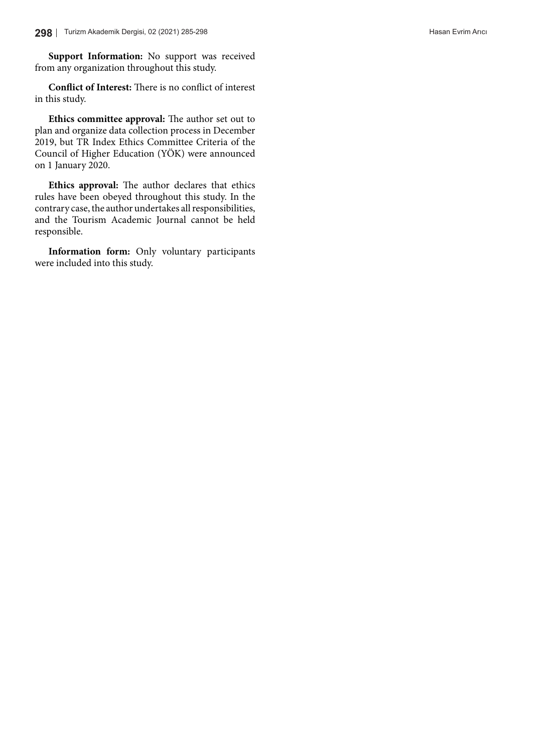**Support Information:** No support was received from any organization throughout this study.

**Conflict of Interest:** There is no conflict of interest in this study.

**Ethics committee approval:** The author set out to plan and organize data collection process in December 2019, but TR Index Ethics Committee Criteria of the Council of Higher Education (YÖK) were announced on 1 January 2020.

**Ethics approval:** The author declares that ethics rules have been obeyed throughout this study. In the contrary case, the author undertakes all responsibilities, and the Tourism Academic Journal cannot be held responsible.

**Information form:** Only voluntary participants were included into this study.